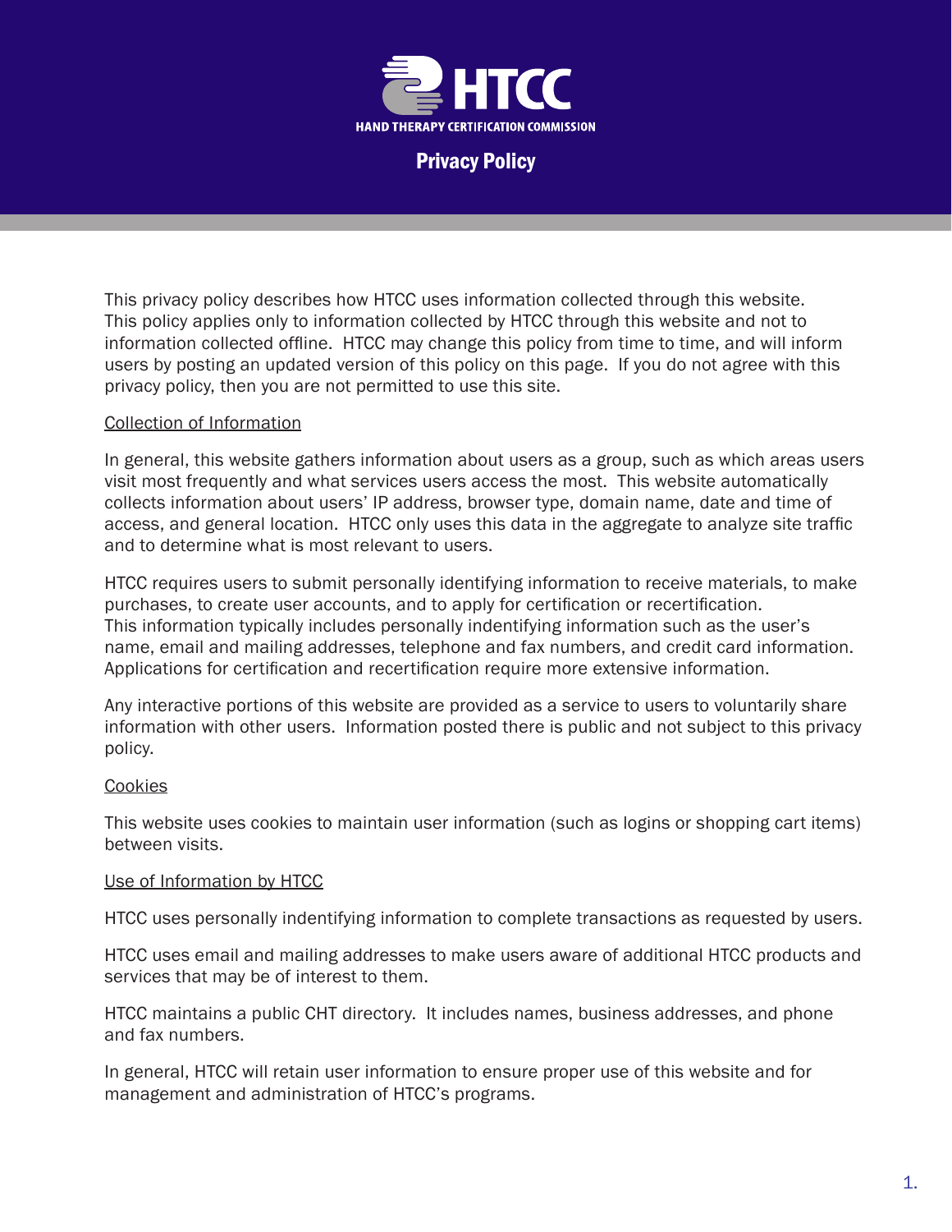# HTCC

HAND THERAPY CERTIFICATION COMMISSION

## Privacy Policy

This privacy policy describes how HTCC uses information collected through this website. This policy applies only to information collected by HTCC through this website and not to information collected offline. HTCC may change this policy from time to time, and will inform users by posting an updated version of this policy on this page. If you do not agree with this privacy policy, then you are not permitted to use this site.

### Collection of Information

In general, this website gathers information about users as a group, such as which areas users visit most frequently and what services users access the most. This website automatically collects information about users' IP address, browser type, domain name, date and time of access, and general location. HTCC only uses this data in the aggregate to analyze site traffic and to determine what is most relevant to users.

HTCC requires users to submit personally identifying information to receive materials, to make purchases, to create user accounts, and to apply for certification or recertification. This information typically includes personally indentifying information such as the user's name, email and mailing addresses, telephone and fax numbers, and credit card information. Applications for certification and recertification require more extensive information.

Any interactive portions of this website are provided as a service to users to voluntarily share information with other users. Information posted there is public and not subject to this privacy policy.

### Cookies

This website uses cookies to maintain user information (such as logins or shopping cart items) between visits.

### Use of Information by HTCC

HTCC uses personally indentifying information to complete transactions as requested by users.

HTCC uses email and mailing addresses to make users aware of additional HTCC products and services that may be of interest to them.

HTCC maintains a public CHT directory. It includes names, business addresses, and phone and fax numbers.

In general, HTCC will retain user information to ensure proper use of this website and for management and administration of HTCC's programs.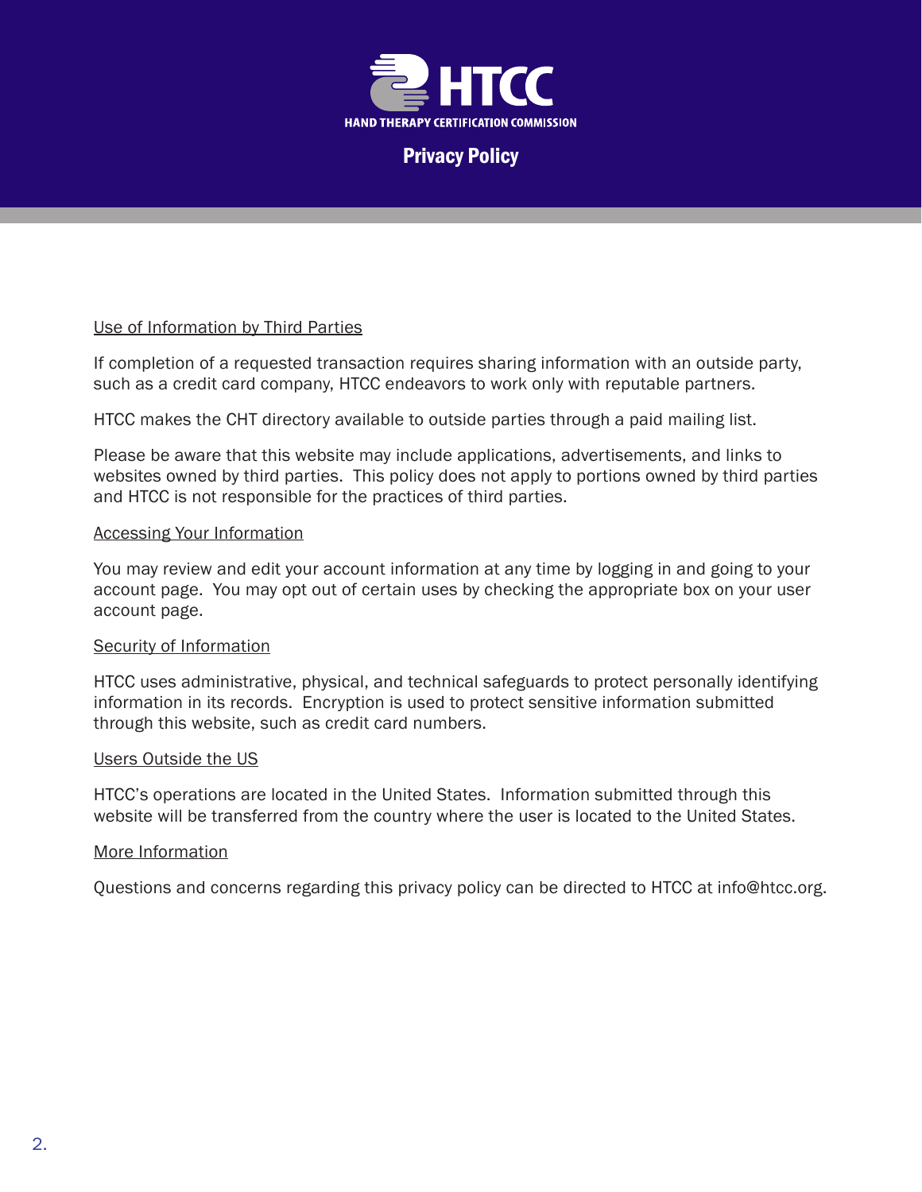HTCC

HAND THERAPY CERTIFICATION COMMISSION

# Privacy Policy

## Use of Information by Third Parties

If completion of a requested transaction requires sharing information with an outside party, such as a credit card company, HTCC endeavors to work only with reputable partners.

HTCC makes the CHT directory available to outside parties through a paid mailing list.

Please be aware that this website may include applications, advertisements, and links to websites owned by third parties. This policy does not apply to portions owned by third parties and HTCC is not responsible for the practices of third parties.

## Accessing Your Information

You may review and edit your account information at any time by logging in and going to your account page. You may opt out of certain uses by checking the appropriate box on your user account page.

## Security of Information

HTCC uses administrative, physical, and technical safeguards to protect personally identifying information in its records. Encryption is used to protect sensitive information submitted through this website, such as credit card numbers.

## Users Outside the US

HTCC's operations are located in the United States. Information submitted through this website will be transferred from the country where the user is located to the United States.

## More Information

Questions and concerns regarding this privacy policy can be directed to HTCC at info@htcc.org.